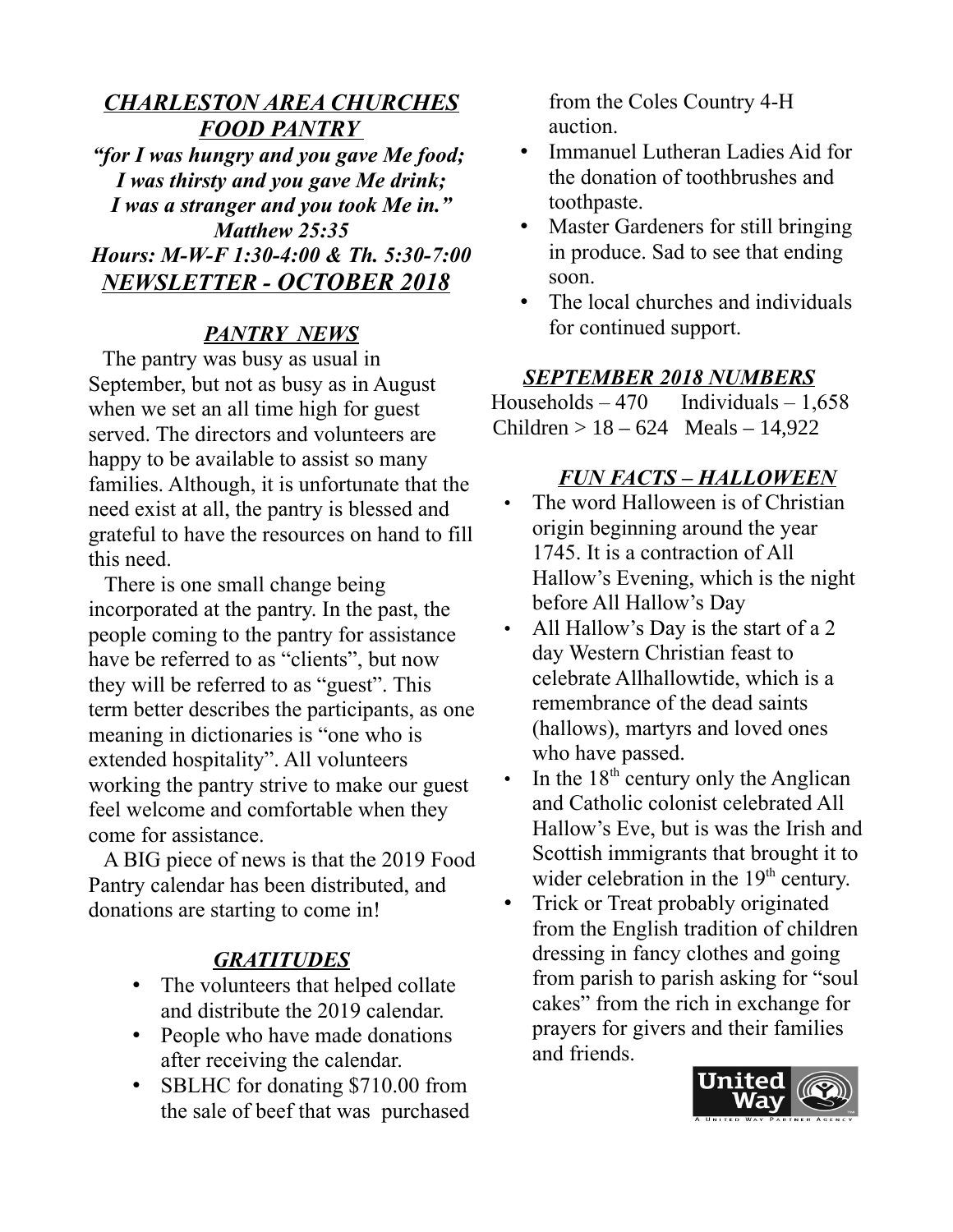***CHARLESTON AREA CHURCHES FOOD PANTRY***

***"for I was hungry and you gave Me food; I was thirsty and you gave Me drink; I was a stranger and you took Me in." Matthew 25:35***

***Hours: M-W-F 1:30-4:00 & Th. 5:30-7:00***

# *NEWSLETTER - OCTOBER 2018*

## *PANTRY NEWS*

The pantry was busy as usual in September, but not as busy as in August when we set an all time high for guest served. The directors and volunteers are happy to be available to assist so many families. Although, it is unfortunate that the need exist at all, the pantry is blessed and grateful to have the resources on hand to fill this need.

There is one small change being incorporated at the pantry. In the past, the people coming to the pantry for assistance have be referred to as "clients", but now they will be referred to as "guest". This term better describes the participants, as one meaning in dictionaries is "one who is extended hospitality". All volunteers working the pantry strive to make our guest feel welcome and comfortable when they come for assistance.

A BIG piece of news is that the 2019 Food Pantry calendar has been distributed, and donations are starting to come in!

## *GRATITUDES*

- The volunteers that helped collate and distribute the 2019 calendar.
- People who have made donations after receiving the calendar.
- SBLHC for donating $710.00 from the sale of beef that was purchased from the Coles Country 4-H auction.
- Immanuel Lutheran Ladies Aid for the donation of toothbrushes and toothpaste.
- Master Gardeners for still bringing in produce. Sad to see that ending soon.
- The local churches and individuals for continued support.

## *SEPTEMBER 2018 NUMBERS*

Households – 470 Individuals – 1,658
Children > 18 – 624 Meals – 14,922

## *FUN FACTS – HALLOWEEN*

- The word Halloween is of Christian origin beginning around the year 1745. It is a contraction of All Hallow's Evening, which is the night before All Hallow's Day
- All Hallow's Day is the start of a 2 day Western Christian feast to celebrate Allhallowtide, which is a remembrance of the dead saints (hallows), martyrs and loved ones who have passed.
- In the 18th century only the Anglican and Catholic colonist celebrated All Hallow's Eve, but is was the Irish and Scottish immigrants that brought it to wider celebration in the 19th century.
- Trick or Treat probably originated from the English tradition of children dressing in fancy clothes and going from parish to parish asking for "soul cakes" from the rich in exchange for prayers for givers and their families and friends.

United Way
A United Way Partner Agency